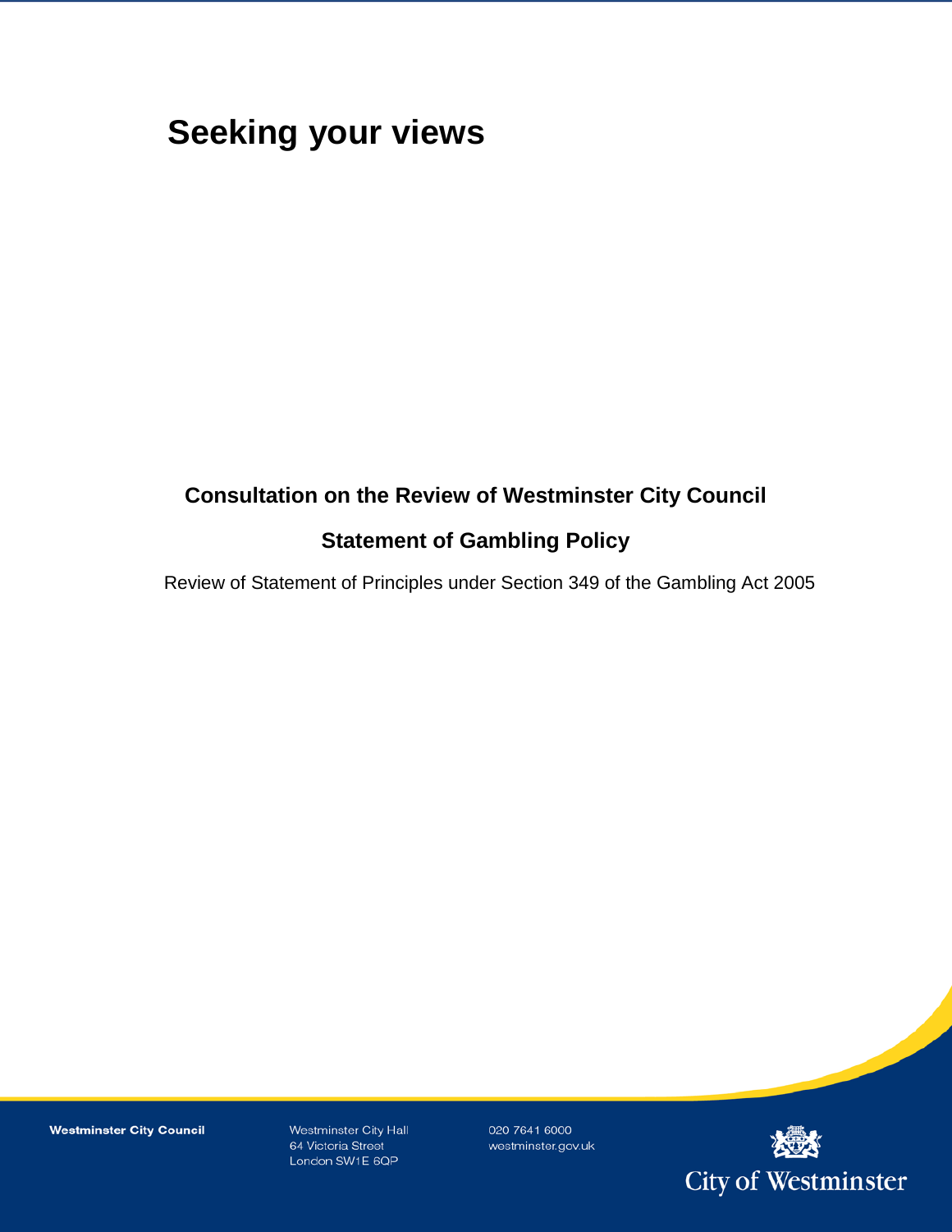# Seeking your views

## Consultation on the Review of Westminster City Council

## Statement of Gambling Policy

Review of Statement of Principles under Section 349 of the Gambling Act 2005

**Westminster City Council**

Westminster City Hall
64 Victoria Street
London SW1E 6QP

020 7641 6000
westminster.gov.uk

City of Westminster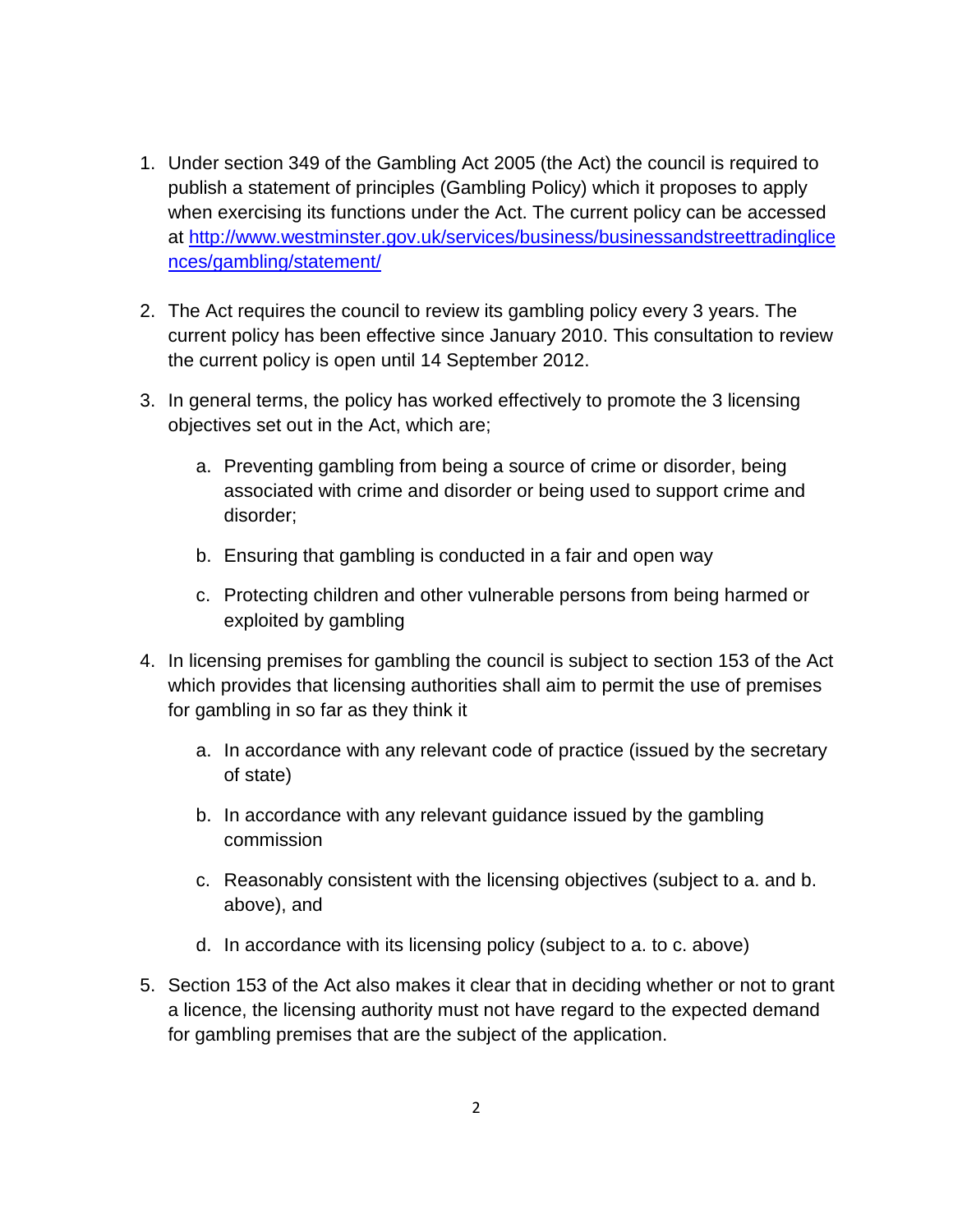1. Under section 349 of the Gambling Act 2005 (the Act) the council is required to publish a statement of principles (Gambling Policy) which it proposes to apply when exercising its functions under the Act. The current policy can be accessed at [http://www.westminster.gov.uk/services/business/businessandstreettradinglicences/gambling/statement/](http://www.westminster.gov.uk/services/business/businessandstreettradinglicences/gambling/statement/)

2. The Act requires the council to review its gambling policy every 3 years. The current policy has been effective since January 2010. This consultation to review the current policy is open until 14 September 2012.

3. In general terms, the policy has worked effectively to promote the 3 licensing objectives set out in the Act, which are;

   a. Preventing gambling from being a source of crime or disorder, being associated with crime and disorder or being used to support crime and disorder;

   b. Ensuring that gambling is conducted in a fair and open way

   c. Protecting children and other vulnerable persons from being harmed or exploited by gambling

4. In licensing premises for gambling the council is subject to section 153 of the Act which provides that licensing authorities shall aim to permit the use of premises for gambling in so far as they think it

   a. In accordance with any relevant code of practice (issued by the secretary of state)

   b. In accordance with any relevant guidance issued by the gambling commission

   c. Reasonably consistent with the licensing objectives (subject to a. and b. above), and

   d. In accordance with its licensing policy (subject to a. to c. above)

5. Section 153 of the Act also makes it clear that in deciding whether or not to grant a licence, the licensing authority must not have regard to the expected demand for gambling premises that are the subject of the application.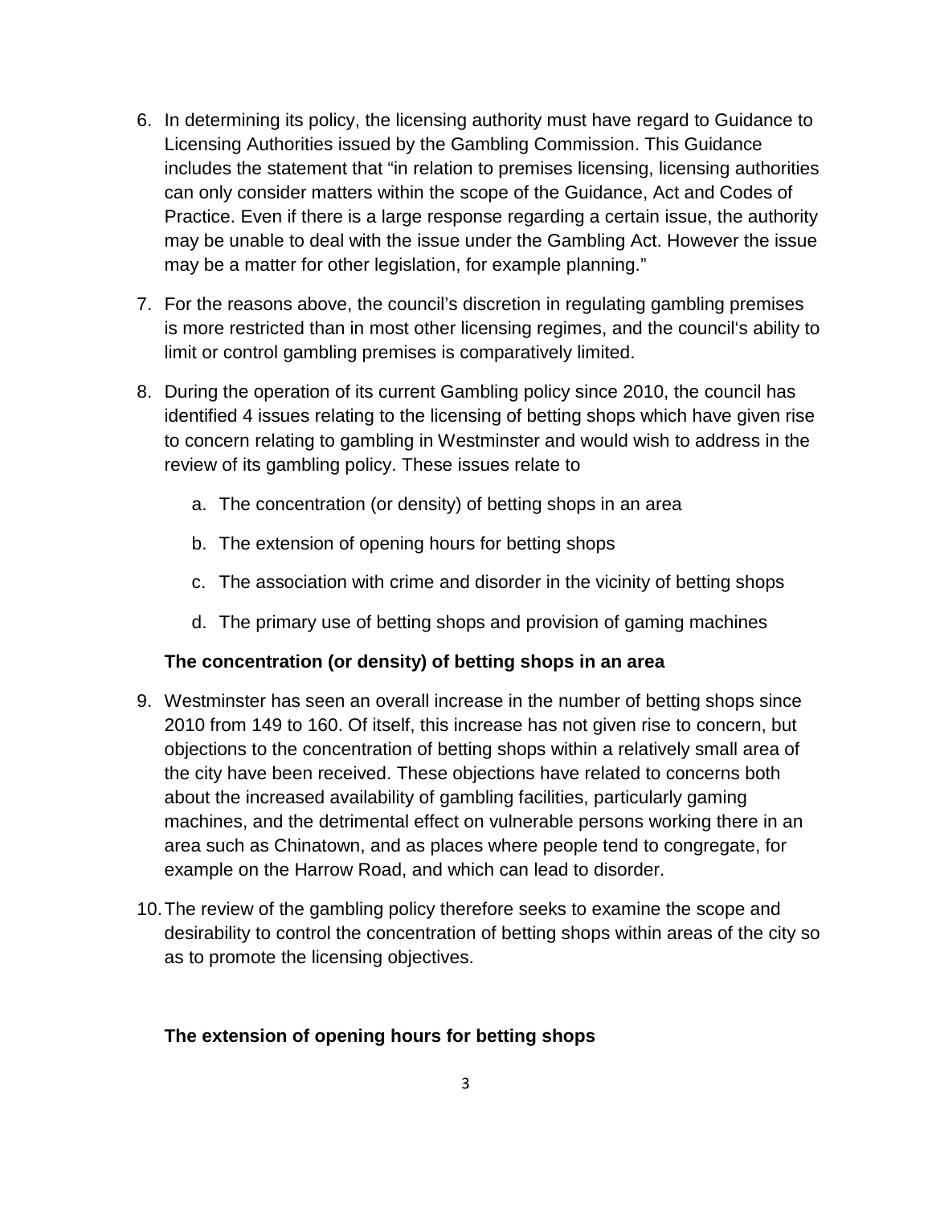6. In determining its policy, the licensing authority must have regard to Guidance to Licensing Authorities issued by the Gambling Commission. This Guidance includes the statement that “in relation to premises licensing, licensing authorities can only consider matters within the scope of the Guidance, Act and Codes of Practice. Even if there is a large response regarding a certain issue, the authority may be unable to deal with the issue under the Gambling Act. However the issue may be a matter for other legislation, for example planning.”

7. For the reasons above, the council’s discretion in regulating gambling premises is more restricted than in most other licensing regimes, and the council‘s ability to limit or control gambling premises is comparatively limited.

8. During the operation of its current Gambling policy since 2010, the council has identified 4 issues relating to the licensing of betting shops which have given rise to concern relating to gambling in Westminster and would wish to address in the review of its gambling policy. These issues relate to

   a. The concentration (or density) of betting shops in an area

   b. The extension of opening hours for betting shops

   c. The association with crime and disorder in the vicinity of betting shops

   d. The primary use of betting shops and provision of gaming machines

**The concentration (or density) of betting shops in an area**

9. Westminster has seen an overall increase in the number of betting shops since 2010 from 149 to 160. Of itself, this increase has not given rise to concern, but objections to the concentration of betting shops within a relatively small area of the city have been received. These objections have related to concerns both about the increased availability of gambling facilities, particularly gaming machines, and the detrimental effect on vulnerable persons working there in an area such as Chinatown, and as places where people tend to congregate, for example on the Harrow Road, and which can lead to disorder.

10. The review of the gambling policy therefore seeks to examine the scope and desirability to control the concentration of betting shops within areas of the city so as to promote the licensing objectives.

**The extension of opening hours for betting shops**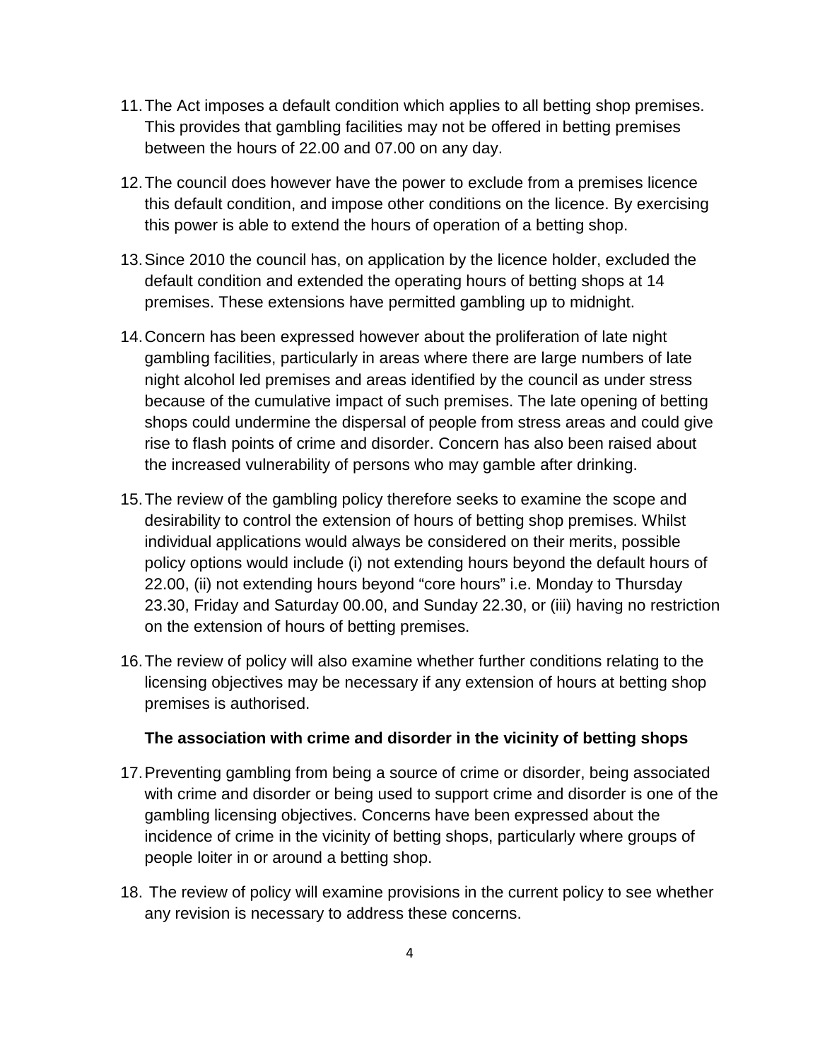11. The Act imposes a default condition which applies to all betting shop premises. This provides that gambling facilities may not be offered in betting premises between the hours of 22.00 and 07.00 on any day.

12. The council does however have the power to exclude from a premises licence this default condition, and impose other conditions on the licence. By exercising this power is able to extend the hours of operation of a betting shop.

13. Since 2010 the council has, on application by the licence holder, excluded the default condition and extended the operating hours of betting shops at 14 premises. These extensions have permitted gambling up to midnight.

14. Concern has been expressed however about the proliferation of late night gambling facilities, particularly in areas where there are large numbers of late night alcohol led premises and areas identified by the council as under stress because of the cumulative impact of such premises. The late opening of betting shops could undermine the dispersal of people from stress areas and could give rise to flash points of crime and disorder. Concern has also been raised about the increased vulnerability of persons who may gamble after drinking.

15. The review of the gambling policy therefore seeks to examine the scope and desirability to control the extension of hours of betting shop premises. Whilst individual applications would always be considered on their merits, possible policy options would include (i) not extending hours beyond the default hours of 22.00, (ii) not extending hours beyond "core hours" i.e. Monday to Thursday 23.30, Friday and Saturday 00.00, and Sunday 22.30, or (iii) having no restriction on the extension of hours of betting premises.

16. The review of policy will also examine whether further conditions relating to the licensing objectives may be necessary if any extension of hours at betting shop premises is authorised.

**The association with crime and disorder in the vicinity of betting shops**

17. Preventing gambling from being a source of crime or disorder, being associated with crime and disorder or being used to support crime and disorder is one of the gambling licensing objectives. Concerns have been expressed about the incidence of crime in the vicinity of betting shops, particularly where groups of people loiter in or around a betting shop.

18. The review of policy will examine provisions in the current policy to see whether any revision is necessary to address these concerns.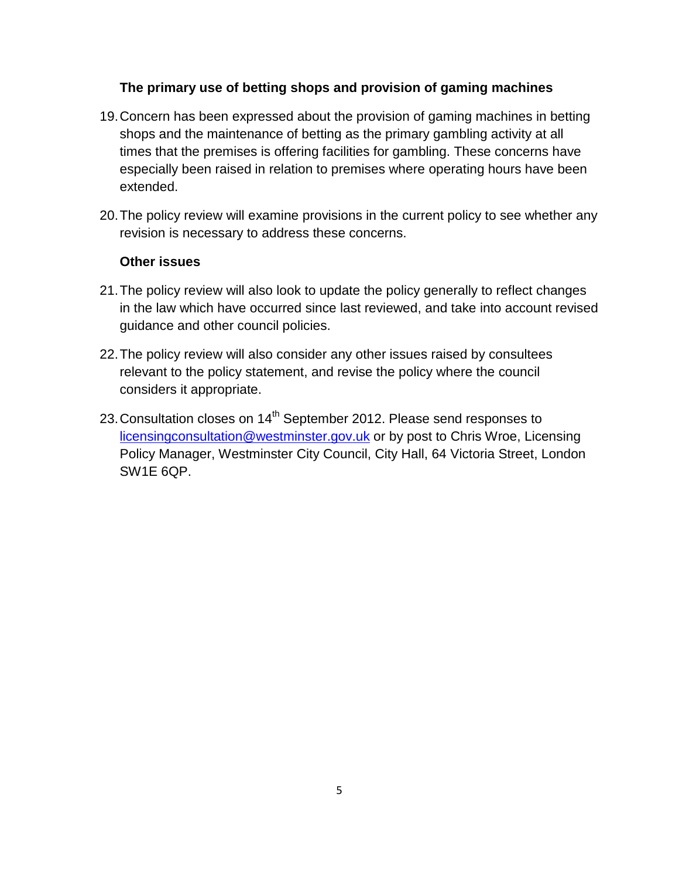**The primary use of betting shops and provision of gaming machines**

19. Concern has been expressed about the provision of gaming machines in betting shops and the maintenance of betting as the primary gambling activity at all times that the premises is offering facilities for gambling. These concerns have especially been raised in relation to premises where operating hours have been extended.

20. The policy review will examine provisions in the current policy to see whether any revision is necessary to address these concerns.

**Other issues**

21. The policy review will also look to update the policy generally to reflect changes in the law which have occurred since last reviewed, and take into account revised guidance and other council policies.

22. The policy review will also consider any other issues raised by consultees relevant to the policy statement, and revise the policy where the council considers it appropriate.

23. Consultation closes on 14th September 2012. Please send responses to licensingconsultation@westminster.gov.uk or by post to Chris Wroe, Licensing Policy Manager, Westminster City Council, City Hall, 64 Victoria Street, London SW1E 6QP.